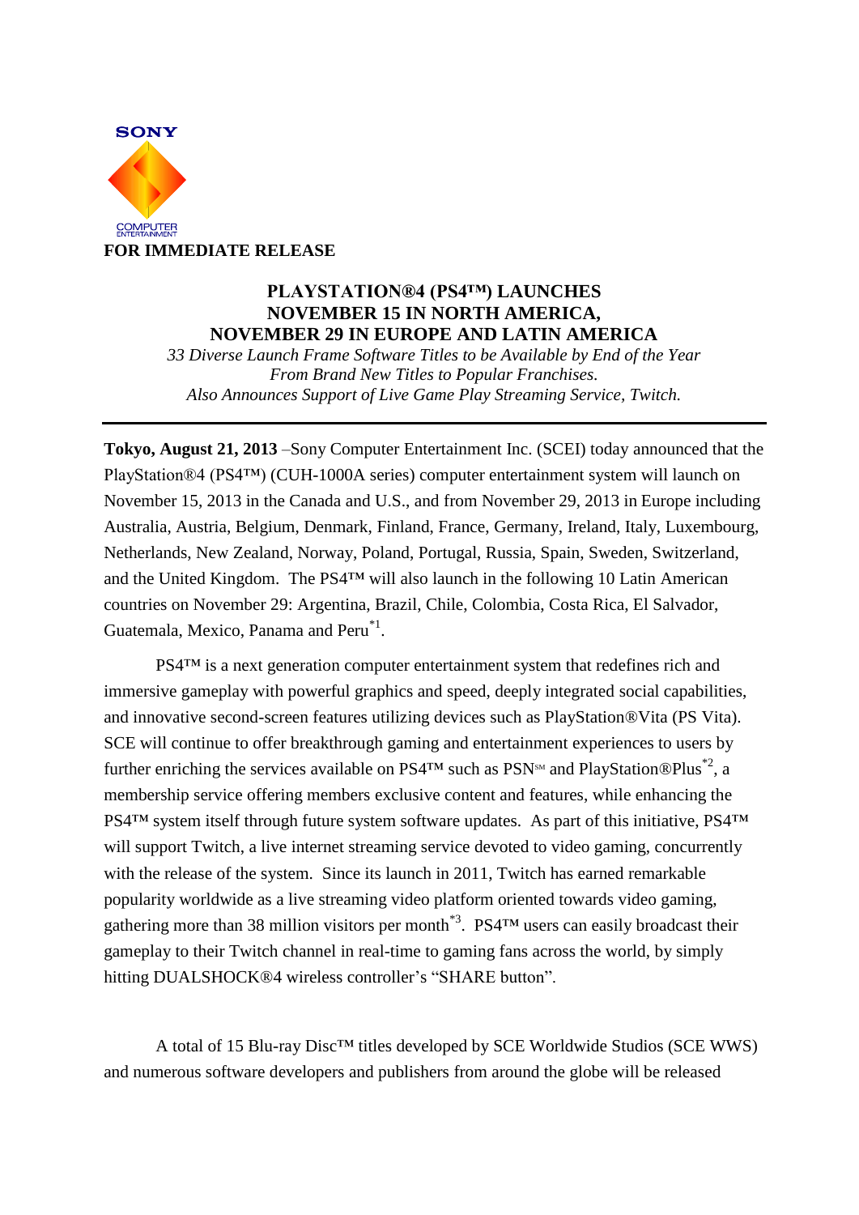SONY COMPUTER ENTERTAINMENT

**FOR IMMEDIATE RELEASE**

# PLAYSTATION®4 (PS4™) LAUNCHES NOVEMBER 15 IN NORTH AMERICA, NOVEMBER 29 IN EUROPE AND LATIN AMERICA

*33 Diverse Launch Frame Software Titles to be Available by End of the Year From Brand New Titles to Popular Franchises.*
*Also Announces Support of Live Game Play Streaming Service, Twitch.*

---

**Tokyo, August 21, 2013** –Sony Computer Entertainment Inc. (SCEI) today announced that the PlayStation®4 (PS4™) (CUH-1000A series) computer entertainment system will launch on November 15, 2013 in the Canada and U.S., and from November 29, 2013 in Europe including Australia, Austria, Belgium, Denmark, Finland, France, Germany, Ireland, Italy, Luxembourg, Netherlands, New Zealand, Norway, Poland, Portugal, Russia, Spain, Sweden, Switzerland, and the United Kingdom. The PS4™ will also launch in the following 10 Latin American countries on November 29: Argentina, Brazil, Chile, Colombia, Costa Rica, El Salvador, Guatemala, Mexico, Panama and Peru[*1].

PS4™ is a next generation computer entertainment system that redefines rich and immersive gameplay with powerful graphics and speed, deeply integrated social capabilities, and innovative second-screen features utilizing devices such as PlayStation®Vita (PS Vita). SCE will continue to offer breakthrough gaming and entertainment experiences to users by further enriching the services available on PS4™ such as PSN℠ and PlayStation®Plus[*2], a membership service offering members exclusive content and features, while enhancing the PS4™ system itself through future system software updates. As part of this initiative, PS4™ will support Twitch, a live internet streaming service devoted to video gaming, concurrently with the release of the system. Since its launch in 2011, Twitch has earned remarkable popularity worldwide as a live streaming video platform oriented towards video gaming, gathering more than 38 million visitors per month[*3]. PS4™ users can easily broadcast their gameplay to their Twitch channel in real-time to gaming fans across the world, by simply hitting DUALSHOCK®4 wireless controller's "SHARE button".

A total of 15 Blu-ray Disc™ titles developed by SCE Worldwide Studios (SCE WWS) and numerous software developers and publishers from around the globe will be released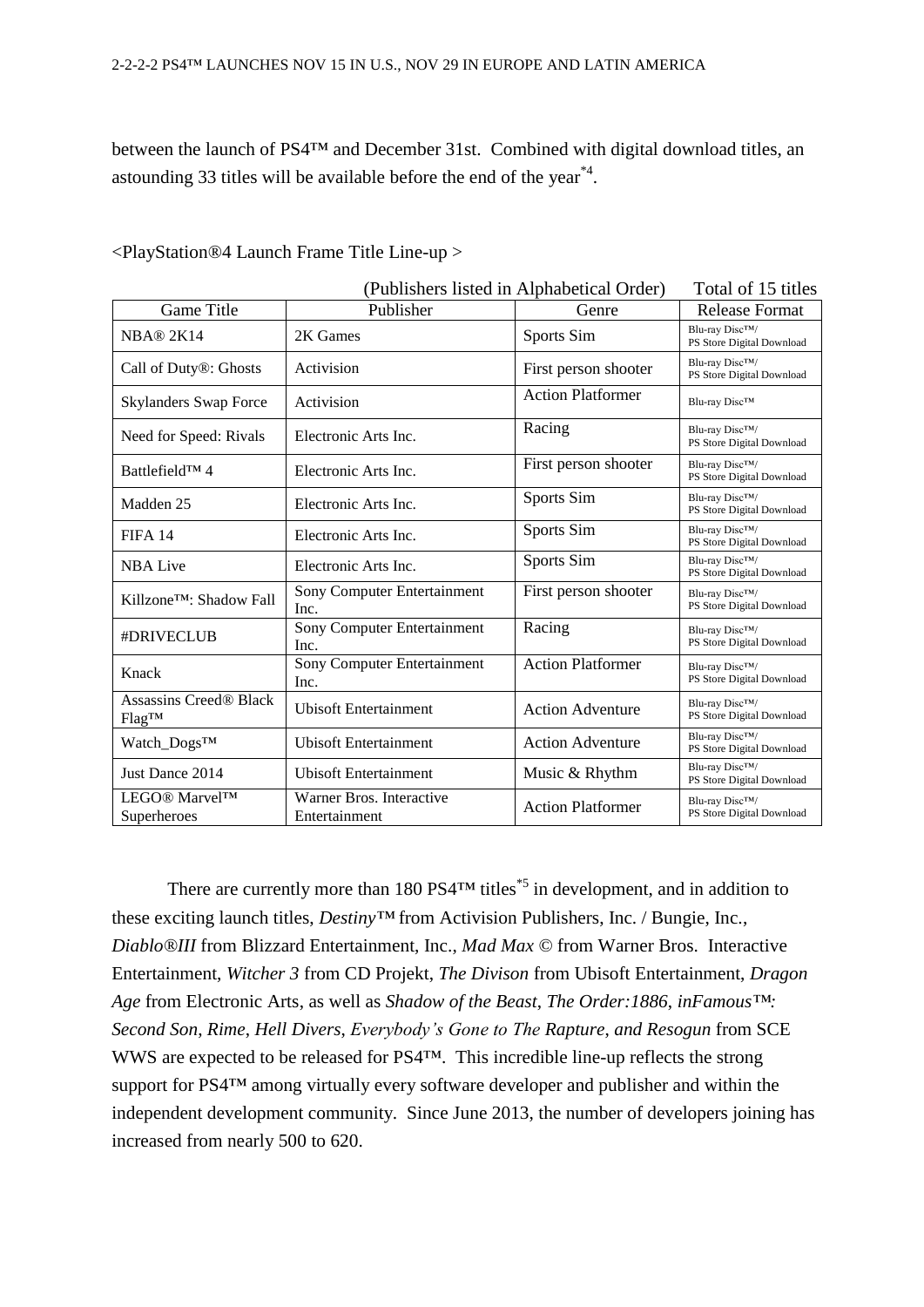between the launch of PS4™ and December 31st. Combined with digital download titles, an astounding 33 titles will be available before the end of the year[*4].

<PlayStation®4 Launch Frame Title Line-up >

(Publishers listed in Alphabetical Order) Total of 15 titles

| Game Title | Publisher | Genre | Release Format |
|---|---|---|---|
| NBA® 2K14 | 2K Games | Sports Sim | Blu-ray Disc™/ PS Store Digital Download |
| Call of Duty®: Ghosts | Activision | First person shooter | Blu-ray Disc™/ PS Store Digital Download |
| Skylanders Swap Force | Activision | Action Platformer | Blu-ray Disc™ |
| Need for Speed: Rivals | Electronic Arts Inc. | Racing | Blu-ray Disc™/ PS Store Digital Download |
| Battlefield™ 4 | Electronic Arts Inc. | First person shooter | Blu-ray Disc™/ PS Store Digital Download |
| Madden 25 | Electronic Arts Inc. | Sports Sim | Blu-ray Disc™/ PS Store Digital Download |
| FIFA 14 | Electronic Arts Inc. | Sports Sim | Blu-ray Disc™/ PS Store Digital Download |
| NBA Live | Electronic Arts Inc. | Sports Sim | Blu-ray Disc™/ PS Store Digital Download |
| Killzone™: Shadow Fall | Sony Computer Entertainment Inc. | First person shooter | Blu-ray Disc™/ PS Store Digital Download |
| #DRIVECLUB | Sony Computer Entertainment Inc. | Racing | Blu-ray Disc™/ PS Store Digital Download |
| Knack | Sony Computer Entertainment Inc. | Action Platformer | Blu-ray Disc™/ PS Store Digital Download |
| Assassins Creed® Black Flag™ | Ubisoft Entertainment | Action Adventure | Blu-ray Disc™/ PS Store Digital Download |
| Watch_Dogs™ | Ubisoft Entertainment | Action Adventure | Blu-ray Disc™/ PS Store Digital Download |
| Just Dance 2014 | Ubisoft Entertainment | Music & Rhythm | Blu-ray Disc™/ PS Store Digital Download |
| LEGO® Marvel™ Superheroes | Warner Bros. Interactive Entertainment | Action Platformer | Blu-ray Disc™/ PS Store Digital Download |

There are currently more than 180 PS4™ titles[*5] in development, and in addition to these exciting launch titles, *Destiny™* from Activision Publishers, Inc. / Bungie, Inc., *Diablo®III* from Blizzard Entertainment, Inc., *Mad Max ©* from Warner Bros. Interactive Entertainment, *Witcher 3* from CD Projekt, *The Divison* from Ubisoft Entertainment, *Dragon Age* from Electronic Arts, as well as *Shadow of the Beast*, *The Order:1886*, *inFamous™: Second Son*, *Rime*, *Hell Divers*, *Everybody's Gone to The Rapture*, *and Resogun* from SCE WWS are expected to be released for PS4™. This incredible line-up reflects the strong support for PS4™ among virtually every software developer and publisher and within the independent development community. Since June 2013, the number of developers joining has increased from nearly 500 to 620.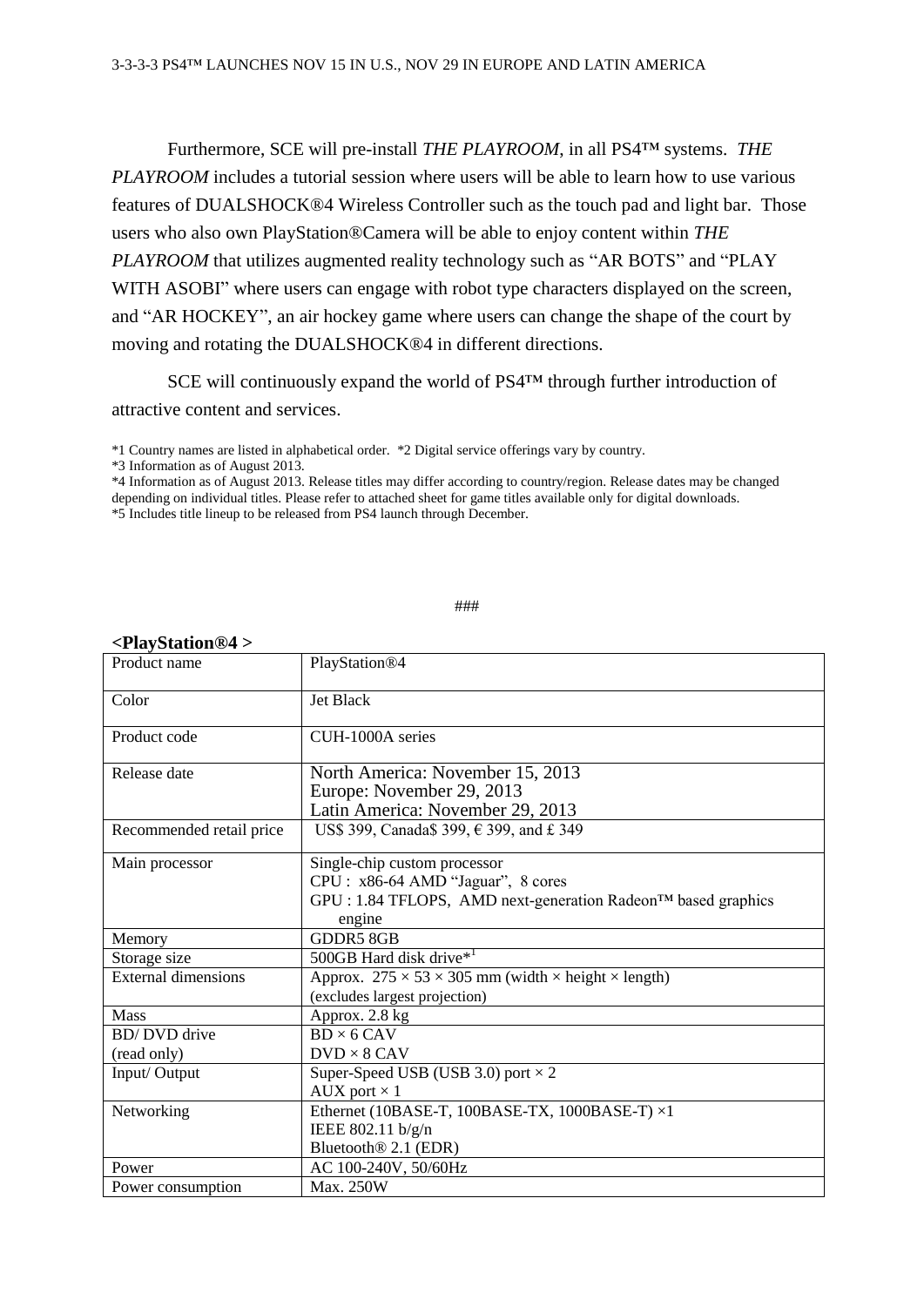Furthermore, SCE will pre-install *THE PLAYROOM*, in all PS4™ systems. *THE PLAYROOM* includes a tutorial session where users will be able to learn how to use various features of DUALSHOCK®4 Wireless Controller such as the touch pad and light bar. Those users who also own PlayStation®Camera will be able to enjoy content within *THE PLAYROOM* that utilizes augmented reality technology such as "AR BOTS" and "PLAY WITH ASOBI" where users can engage with robot type characters displayed on the screen, and "AR HOCKEY", an air hockey game where users can change the shape of the court by moving and rotating the DUALSHOCK®4 in different directions.

SCE will continuously expand the world of PS4™ through further introduction of attractive content and services.

*1 Country names are listed in alphabetical order. *2 Digital service offerings vary by country.
*3 Information as of August 2013.
*4 Information as of August 2013. Release titles may differ according to country/region. Release dates may be changed depending on individual titles. Please refer to attached sheet for game titles available only for digital downloads.
*5 Includes title lineup to be released from PS4 launch through December.

###

**<PlayStation®4 >**

| Product name | PlayStation®4 |
| --- | --- |
| Color | Jet Black |
| Product code | CUH-1000A series |
| Release date | North America: November 15, 2013<br>Europe: November 29, 2013<br>Latin America: November 29, 2013 |
| Recommended retail price | US$ 399, Canada$ 399, € 399, and £ 349 |
| Main processor | Single-chip custom processor<br>CPU : x86-64 AMD "Jaguar", 8 cores<br>GPU : 1.84 TFLOPS, AMD next-generation Radeon™ based graphics engine |
| Memory | GDDR5 8GB |
| Storage size | 500GB Hard disk drive*[1] |
| External dimensions | Approx. 275 × 53 × 305 mm (width × height × length)<br>(excludes largest projection) |
| Mass | Approx. 2.8 kg |
| BD/ DVD drive (read only) | BD × 6 CAV<br>DVD × 8 CAV |
| Input/ Output | Super-Speed USB (USB 3.0) port × 2<br>AUX port × 1 |
| Networking | Ethernet (10BASE-T, 100BASE-TX, 1000BASE-T) ×1<br>IEEE 802.11 b/g/n<br>Bluetooth® 2.1 (EDR) |
| Power | AC 100-240V, 50/60Hz |
| Power consumption | Max. 250W |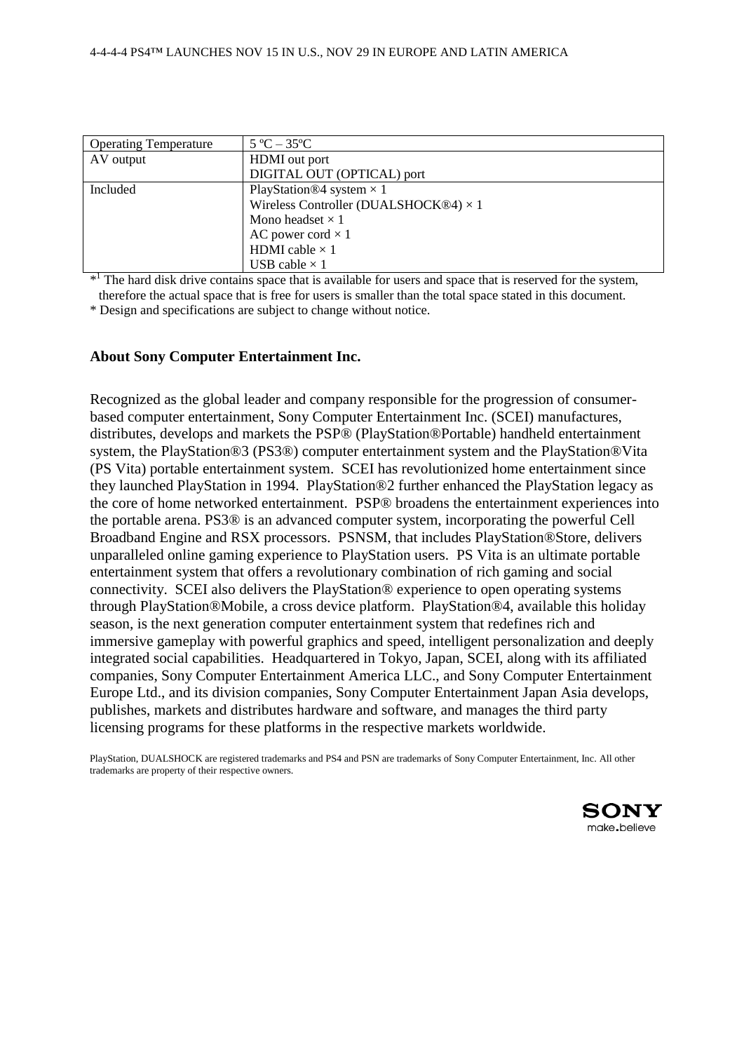| Operating Temperature | 5 ºC – 35ºC |
|---|---|
| AV output | HDMI out port<br>DIGITAL OUT (OPTICAL) port |
| Included | PlayStation®4 system × 1<br>Wireless Controller (DUALSHOCK®4) × 1<br>Mono headset × 1<br>AC power cord × 1<br>HDMI cable × 1<br>USB cable × 1 |

*[1] The hard disk drive contains space that is available for users and space that is reserved for the system, therefore the actual space that is free for users is smaller than the total space stated in this document.

* Design and specifications are subject to change without notice.

**About Sony Computer Entertainment Inc.**

Recognized as the global leader and company responsible for the progression of consumer-based computer entertainment, Sony Computer Entertainment Inc. (SCEI) manufactures, distributes, develops and markets the PSP® (PlayStation®Portable) handheld entertainment system, the PlayStation®3 (PS3®) computer entertainment system and the PlayStation®Vita (PS Vita) portable entertainment system. SCEI has revolutionized home entertainment since they launched PlayStation in 1994. PlayStation®2 further enhanced the PlayStation legacy as the core of home networked entertainment. PSP® broadens the entertainment experiences into the portable arena. PS3® is an advanced computer system, incorporating the powerful Cell Broadband Engine and RSX processors. PSNSM, that includes PlayStation®Store, delivers unparalleled online gaming experience to PlayStation users. PS Vita is an ultimate portable entertainment system that offers a revolutionary combination of rich gaming and social connectivity. SCEI also delivers the PlayStation® experience to open operating systems through PlayStation®Mobile, a cross device platform. PlayStation®4, available this holiday season, is the next generation computer entertainment system that redefines rich and immersive gameplay with powerful graphics and speed, intelligent personalization and deeply integrated social capabilities. Headquartered in Tokyo, Japan, SCEI, along with its affiliated companies, Sony Computer Entertainment America LLC., and Sony Computer Entertainment Europe Ltd., and its division companies, Sony Computer Entertainment Japan Asia develops, publishes, markets and distributes hardware and software, and manages the third party licensing programs for these platforms in the respective markets worldwide.

PlayStation, DUALSHOCK are registered trademarks and PS4 and PSN are trademarks of Sony Computer Entertainment, Inc. All other trademarks are property of their respective owners.

SONY
make.believe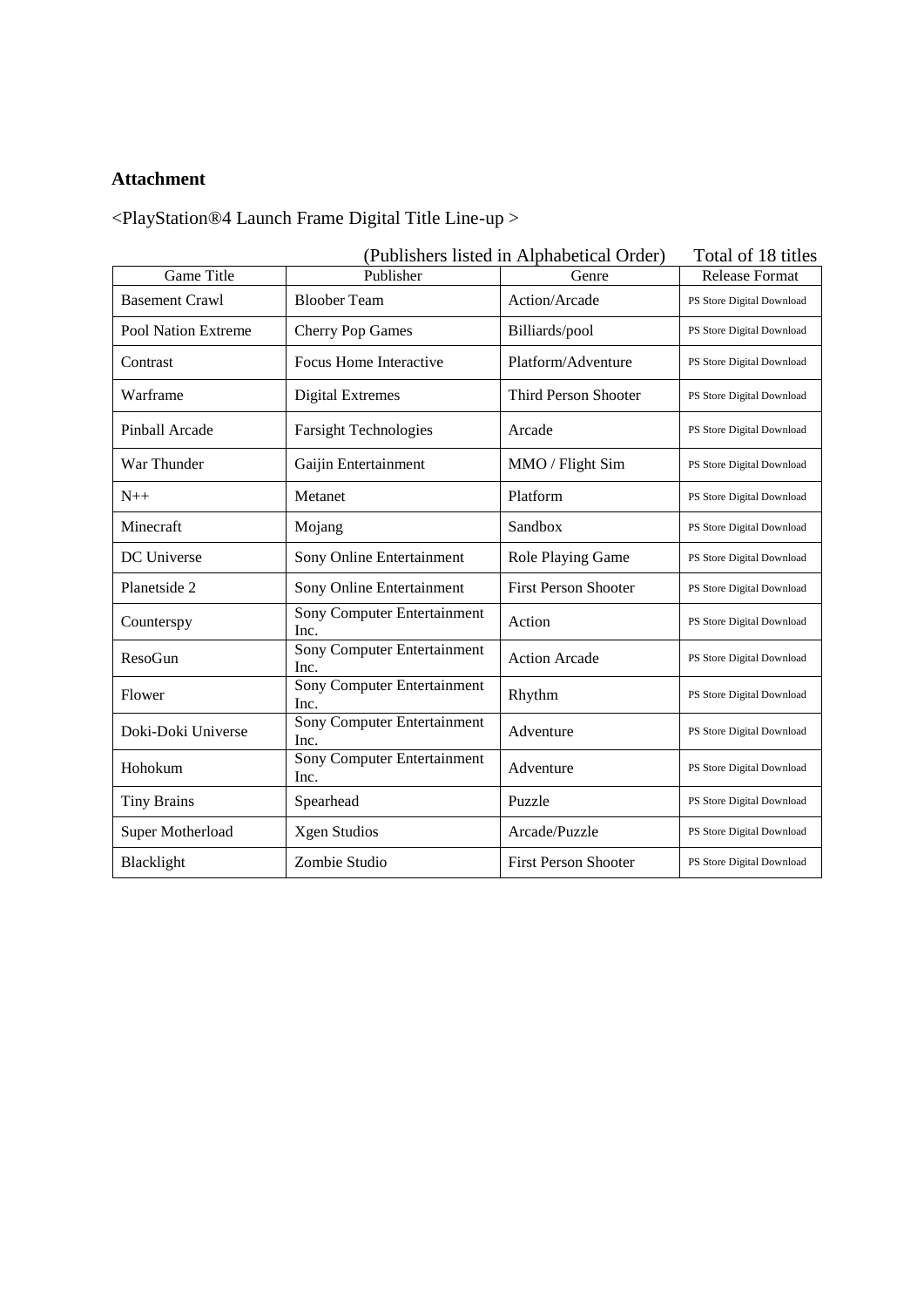**Attachment**

<PlayStation®4 Launch Frame Digital Title Line-up >

(Publishers listed in Alphabetical Order) Total of 18 titles

| Game Title | Publisher | Genre | Release Format |
|---|---|---|---|
| Basement Crawl | Bloober Team | Action/Arcade | PS Store Digital Download |
| Pool Nation Extreme | Cherry Pop Games | Billiards/pool | PS Store Digital Download |
| Contrast | Focus Home Interactive | Platform/Adventure | PS Store Digital Download |
| Warframe | Digital Extremes | Third Person Shooter | PS Store Digital Download |
| Pinball Arcade | Farsight Technologies | Arcade | PS Store Digital Download |
| War Thunder | Gaijin Entertainment | MMO / Flight Sim | PS Store Digital Download |
| N++ | Metanet | Platform | PS Store Digital Download |
| Minecraft | Mojang | Sandbox | PS Store Digital Download |
| DC Universe | Sony Online Entertainment | Role Playing Game | PS Store Digital Download |
| Planetside 2 | Sony Online Entertainment | First Person Shooter | PS Store Digital Download |
| Counterspy | Sony Computer Entertainment Inc. | Action | PS Store Digital Download |
| ResoGun | Sony Computer Entertainment Inc. | Action Arcade | PS Store Digital Download |
| Flower | Sony Computer Entertainment Inc. | Rhythm | PS Store Digital Download |
| Doki-Doki Universe | Sony Computer Entertainment Inc. | Adventure | PS Store Digital Download |
| Hohokum | Sony Computer Entertainment Inc. | Adventure | PS Store Digital Download |
| Tiny Brains | Spearhead | Puzzle | PS Store Digital Download |
| Super Motherload | Xgen Studios | Arcade/Puzzle | PS Store Digital Download |
| Blacklight | Zombie Studio | First Person Shooter | PS Store Digital Download |